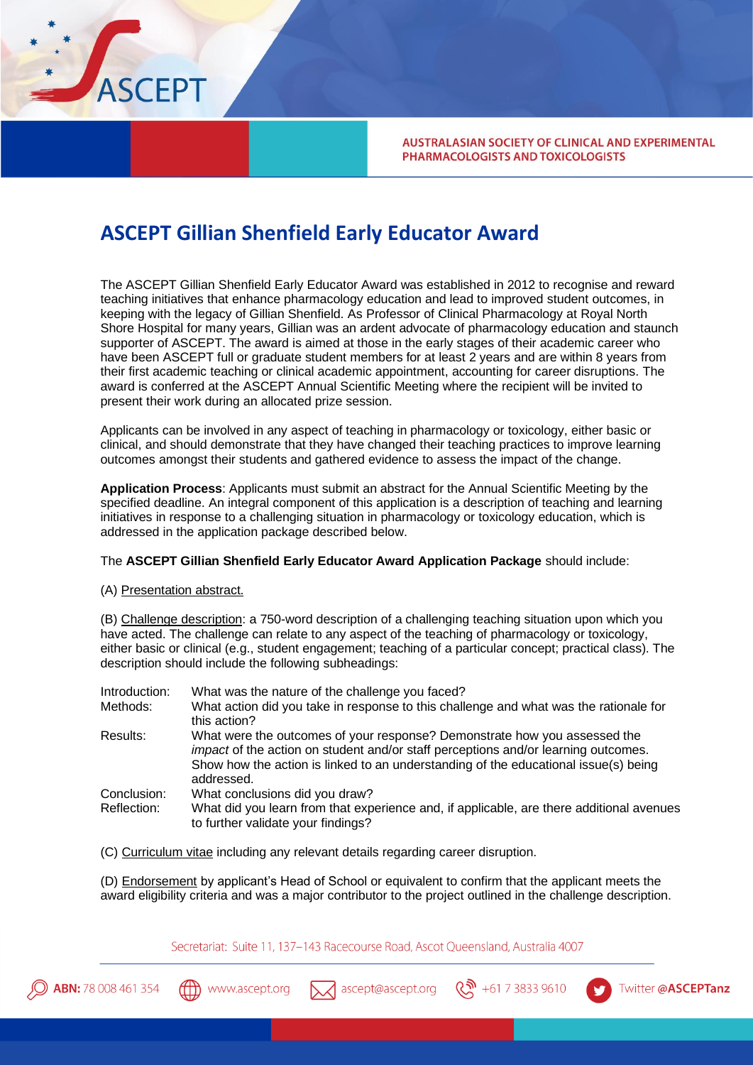# ASCEPT Gillian Shenfield Early Educator Award

The ASCEPT Gillian Shenfield Early Educator Award was established in 2012 to recognise and reward teaching initiatives that enhance pharmacology education and lead to improved student outcomes, in keeping with the legacy of Gillian Shenfield. As Professor of Clinical Pharmacology at Royal North Shore Hospital for many years, Gillian was an ardent advocate of pharmacology education and staunch supporter of ASCEPT. The award is aimed at those in the early stages of their academic career who have been ASCEPT full or graduate student members for at least 2 years and are within 8 years from their first academic teaching or clinical academic appointment, accounting for career disruptions. The award is conferred at the ASCEPT Annual Scientific Meeting where the recipient will be invited to present their work during an allocated prize session.

Applicants can be involved in any aspect of teaching in pharmacology or toxicology, either basic or clinical, and should demonstrate that they have changed their teaching practices to improve learning outcomes amongst their students and gathered evidence to assess the impact of the change.

**Application Process**: Applicants must submit an abstract for the Annual Scientific Meeting by the specified deadline. An integral component of this application is a description of teaching and learning initiatives in response to a challenging situation in pharmacology or toxicology education, which is addressed in the application package described below.

The **ASCEPT Gillian Shenfield Early Educator Award Application Package** should include:

(A) Presentation abstract.

(B) Challenge description: a 750-word description of a challenging teaching situation upon which you have acted. The challenge can relate to any aspect of the teaching of pharmacology or toxicology, either basic or clinical (e.g., student engagement; teaching of a particular concept; practical class). The description should include the following subheadings:

- Introduction: What was the nature of the challenge you faced?
- Methods: What action did you take in response to this challenge and what was the rationale for this action?
- Results: What were the outcomes of your response? Demonstrate how you assessed the *impact* of the action on student and/or staff perceptions and/or learning outcomes. Show how the action is linked to an understanding of the educational issue(s) being addressed.
- Conclusion: What conclusions did you draw?
- Reflection: What did you learn from that experience and, if applicable, are there additional avenues to further validate your findings?

(C) Curriculum vitae including any relevant details regarding career disruption.

(D) Endorsement by applicant's Head of School or equivalent to confirm that the applicant meets the award eligibility criteria and was a major contributor to the project outlined in the challenge description.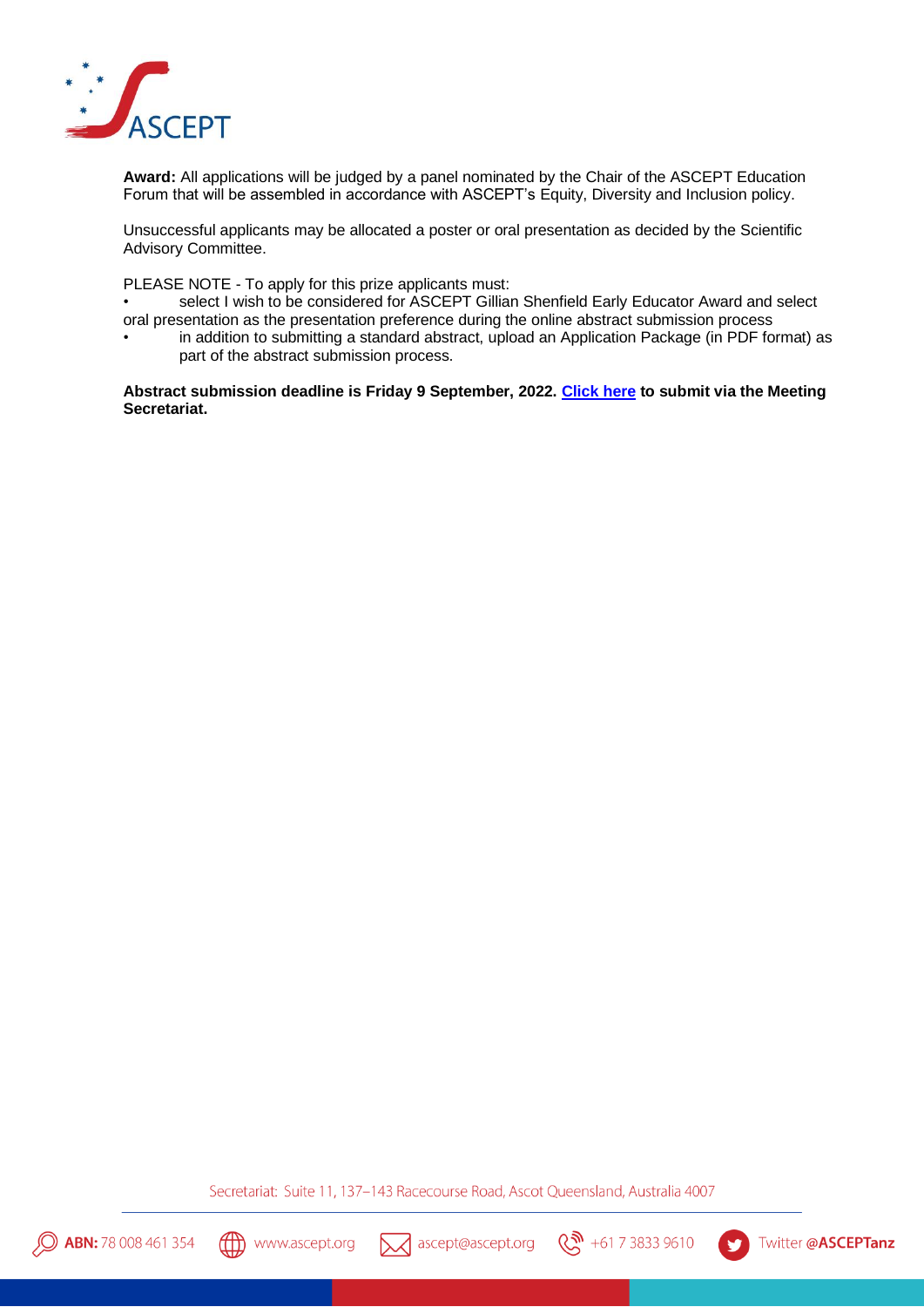**Award:** All applications will be judged by a panel nominated by the Chair of the ASCEPT Education Forum that will be assembled in accordance with ASCEPT's Equity, Diversity and Inclusion policy.

Unsuccessful applicants may be allocated a poster or oral presentation as decided by the Scientific Advisory Committee.

PLEASE NOTE - To apply for this prize applicants must:

- select I wish to be considered for ASCEPT Gillian Shenfield Early Educator Award and select oral presentation as the presentation preference during the online abstract submission process
- in addition to submitting a standard abstract, upload an Application Package (in PDF format) as part of the abstract submission process.

**Abstract submission deadline is Friday 9 September, 2022. Click here to submit via the Meeting Secretariat.**